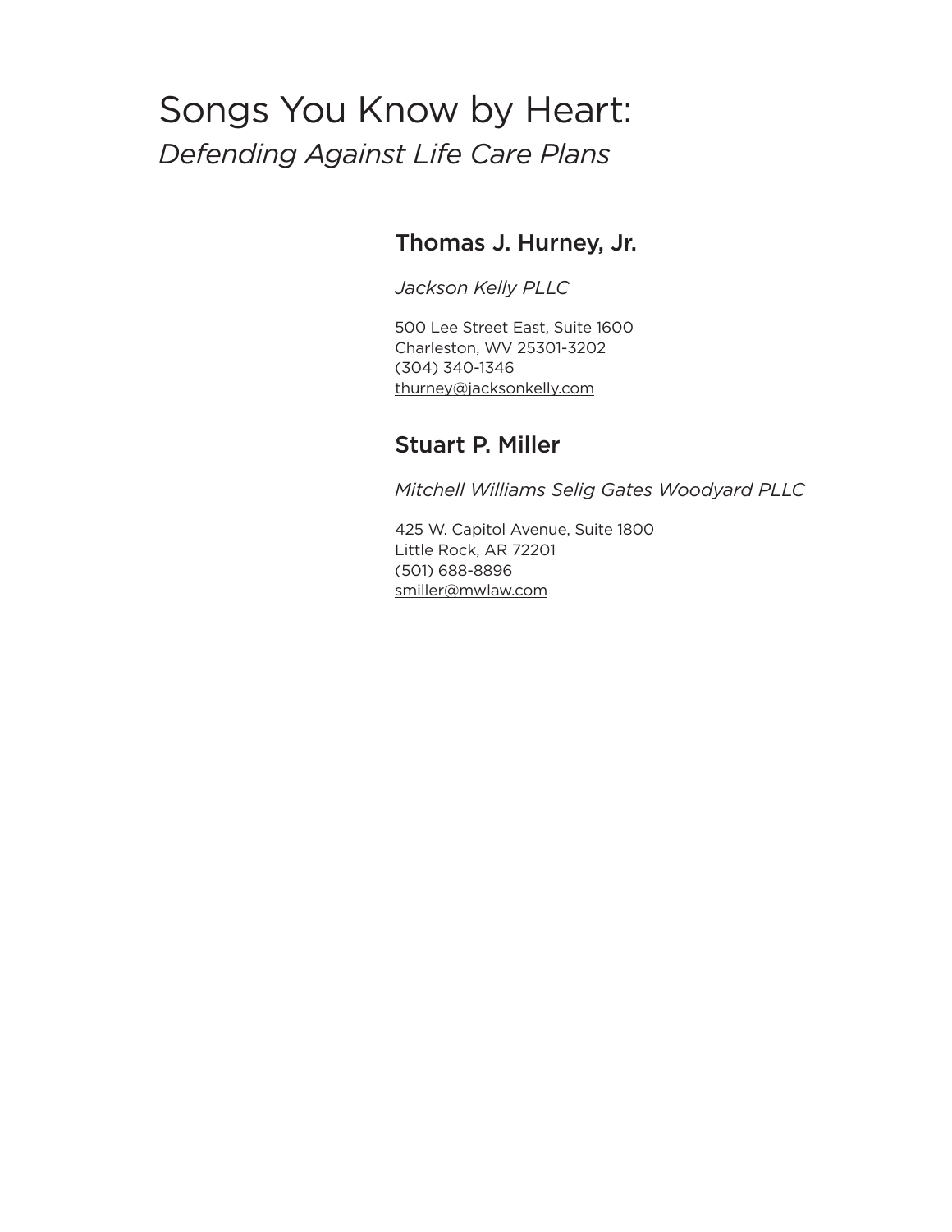# Songs You Know by Heart:

*Defending Against Life Care Plans*

## Thomas J. Hurney, Jr.

*Jackson Kelly PLLC*

500 Lee Street East, Suite 1600
Charleston, WV 25301-3202
(304) 340-1346
thurney@jacksonkelly.com

## Stuart P. Miller

*Mitchell Williams Selig Gates Woodyard PLLC*

425 W. Capitol Avenue, Suite 1800
Little Rock, AR 72201
(501) 688-8896
smiller@mwlaw.com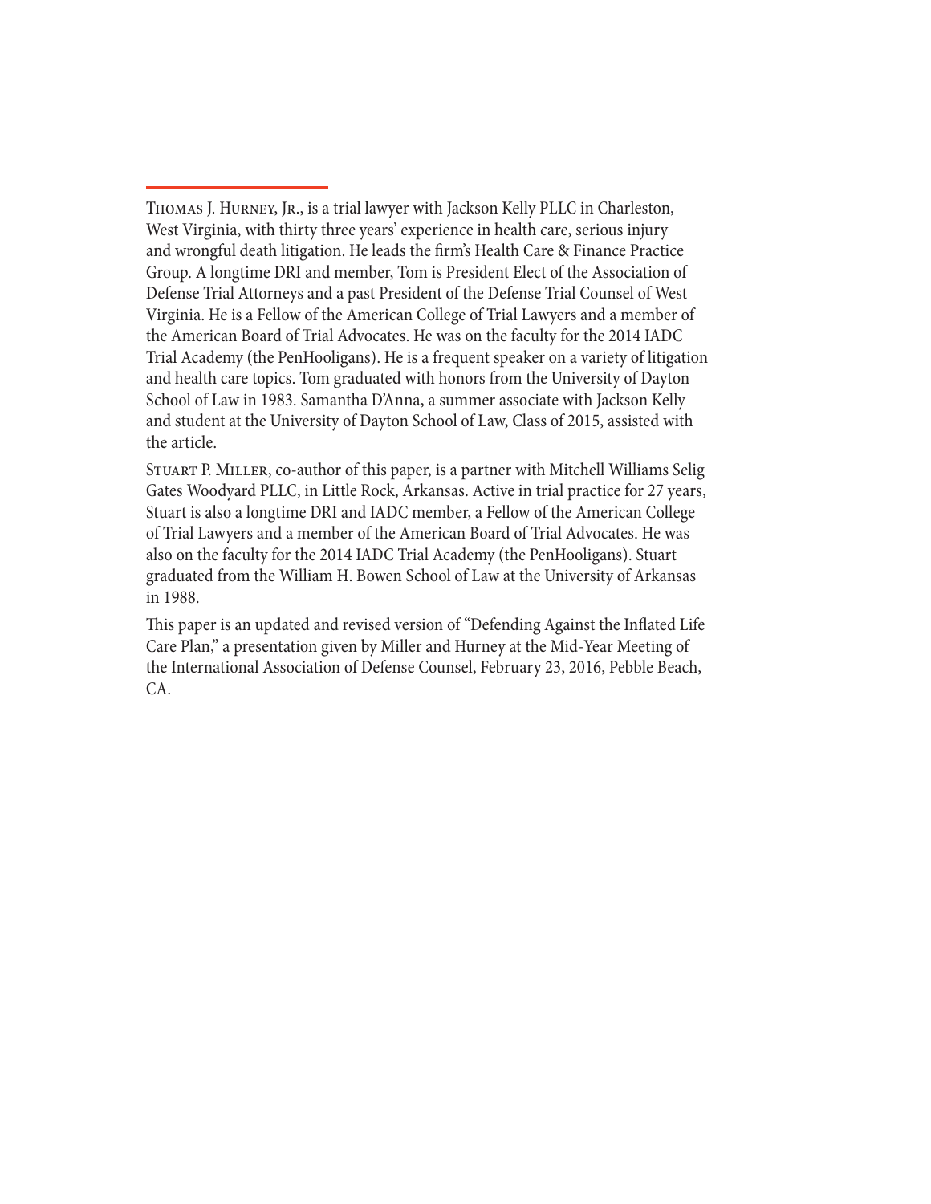Thomas J. Hurney, Jr., is a trial lawyer with Jackson Kelly PLLC in Charleston, West Virginia, with thirty three years' experience in health care, serious injury and wrongful death litigation. He leads the firm's Health Care & Finance Practice Group. A longtime DRI and member, Tom is President Elect of the Association of Defense Trial Attorneys and a past President of the Defense Trial Counsel of West Virginia. He is a Fellow of the American College of Trial Lawyers and a member of the American Board of Trial Advocates. He was on the faculty for the 2014 IADC Trial Academy (the PenHooligans). He is a frequent speaker on a variety of litigation and health care topics. Tom graduated with honors from the University of Dayton School of Law in 1983. Samantha D'Anna, a summer associate with Jackson Kelly and student at the University of Dayton School of Law, Class of 2015, assisted with the article.

Stuart P. Miller, co-author of this paper, is a partner with Mitchell Williams Selig Gates Woodyard PLLC, in Little Rock, Arkansas. Active in trial practice for 27 years, Stuart is also a longtime DRI and IADC member, a Fellow of the American College of Trial Lawyers and a member of the American Board of Trial Advocates. He was also on the faculty for the 2014 IADC Trial Academy (the PenHooligans). Stuart graduated from the William H. Bowen School of Law at the University of Arkansas in 1988.

This paper is an updated and revised version of "Defending Against the Inflated Life Care Plan," a presentation given by Miller and Hurney at the Mid-Year Meeting of the International Association of Defense Counsel, February 23, 2016, Pebble Beach, CA.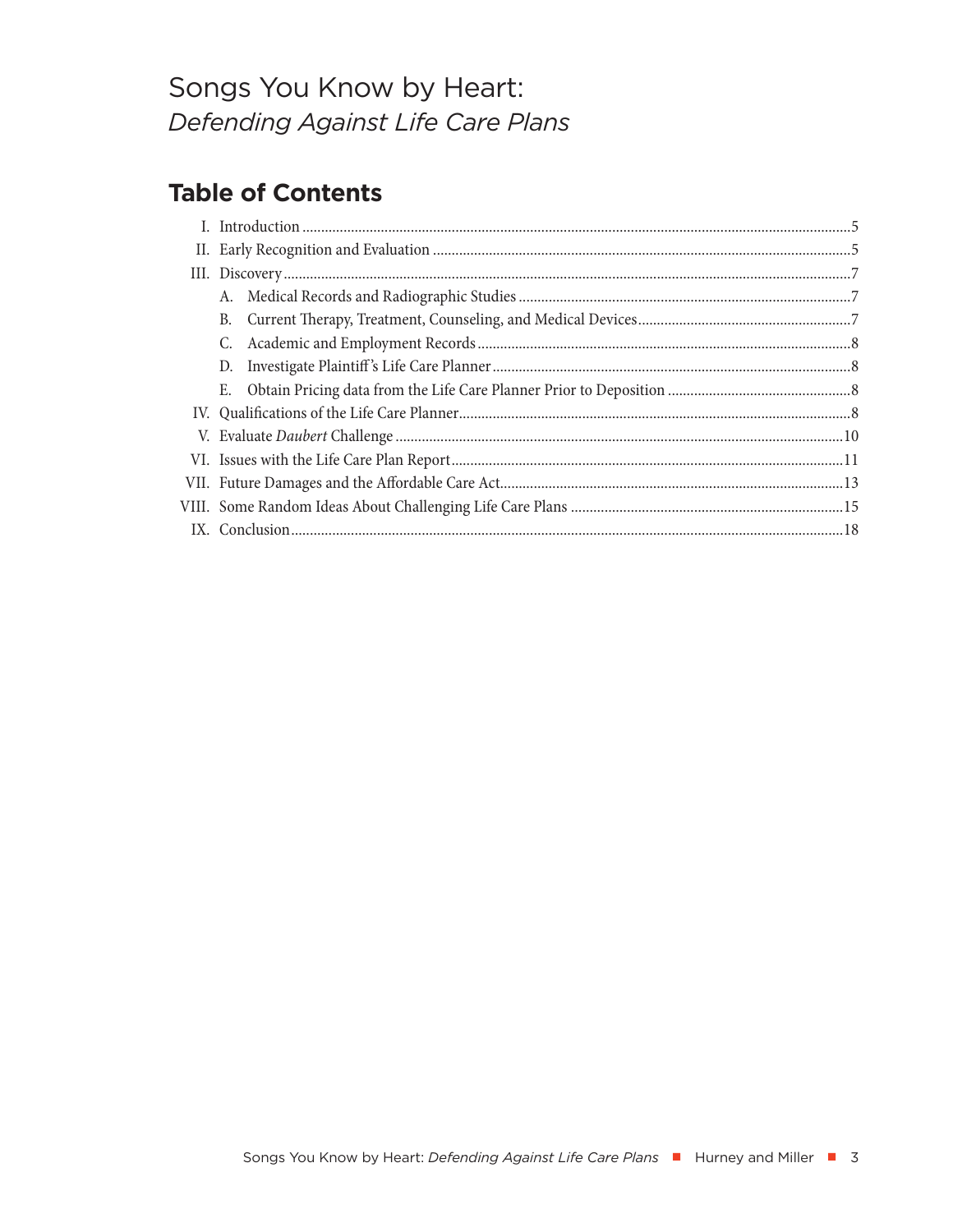# Songs You Know by Heart:
*Defending Against Life Care Plans*

## Table of Contents

- I. Introduction .....5
- II. Early Recognition and Evaluation .....5
- III. Discovery .....7
  - A. Medical Records and Radiographic Studies .....7
  - B. Current Therapy, Treatment, Counseling, and Medical Devices .....7
  - C. Academic and Employment Records .....8
  - D. Investigate Plaintiff's Life Care Planner .....8
  - E. Obtain Pricing data from the Life Care Planner Prior to Deposition .....8
- IV. Qualifications of the Life Care Planner .....8
- V. Evaluate *Daubert* Challenge .....10
- VI. Issues with the Life Care Plan Report .....11
- VII. Future Damages and the Affordable Care Act .....13
- VIII. Some Random Ideas About Challenging Life Care Plans .....15
- IX. Conclusion .....18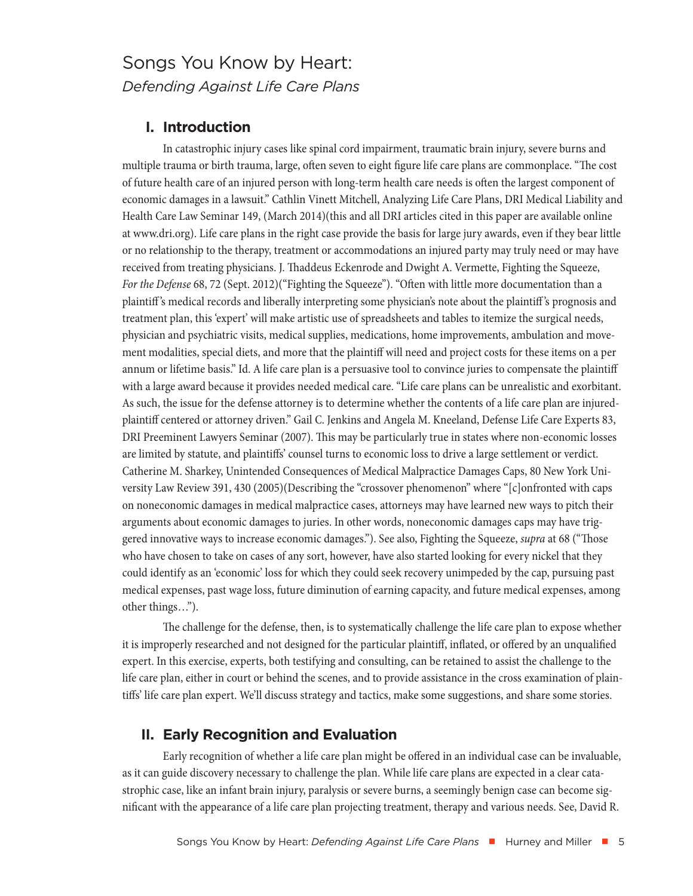# Songs You Know by Heart:
*Defending Against Life Care Plans*

## I. Introduction

In catastrophic injury cases like spinal cord impairment, traumatic brain injury, severe burns and multiple trauma or birth trauma, large, often seven to eight figure life care plans are commonplace. "The cost of future health care of an injured person with long-term health care needs is often the largest component of economic damages in a lawsuit." Cathlin Vinett Mitchell, Analyzing Life Care Plans, DRI Medical Liability and Health Care Law Seminar 149, (March 2014)(this and all DRI articles cited in this paper are available online at www.dri.org). Life care plans in the right case provide the basis for large jury awards, even if they bear little or no relationship to the therapy, treatment or accommodations an injured party may truly need or may have received from treating physicians. J. Thaddeus Eckenrode and Dwight A. Vermette, Fighting the Squeeze, *For the Defense* 68, 72 (Sept. 2012)("Fighting the Squeeze"). "Often with little more documentation than a plaintiff's medical records and liberally interpreting some physician's note about the plaintiff's prognosis and treatment plan, this 'expert' will make artistic use of spreadsheets and tables to itemize the surgical needs, physician and psychiatric visits, medical supplies, medications, home improvements, ambulation and movement modalities, special diets, and more that the plaintiff will need and project costs for these items on a per annum or lifetime basis." Id. A life care plan is a persuasive tool to convince juries to compensate the plaintiff with a large award because it provides needed medical care. "Life care plans can be unrealistic and exorbitant. As such, the issue for the defense attorney is to determine whether the contents of a life care plan are injured-plaintiff centered or attorney driven." Gail C. Jenkins and Angela M. Kneeland, Defense Life Care Experts 83, DRI Preeminent Lawyers Seminar (2007). This may be particularly true in states where non-economic losses are limited by statute, and plaintiffs' counsel turns to economic loss to drive a large settlement or verdict. Catherine M. Sharkey, Unintended Consequences of Medical Malpractice Damages Caps, 80 New York University Law Review 391, 430 (2005)(Describing the "crossover phenomenon" where "[c]onfronted with caps on noneconomic damages in medical malpractice cases, attorneys may have learned new ways to pitch their arguments about economic damages to juries. In other words, noneconomic damages caps may have triggered innovative ways to increase economic damages."). See also, Fighting the Squeeze, *supra* at 68 ("Those who have chosen to take on cases of any sort, however, have also started looking for every nickel that they could identify as an 'economic' loss for which they could seek recovery unimpeded by the cap, pursuing past medical expenses, past wage loss, future diminution of earning capacity, and future medical expenses, among other things…").

The challenge for the defense, then, is to systematically challenge the life care plan to expose whether it is improperly researched and not designed for the particular plaintiff, inflated, or offered by an unqualified expert. In this exercise, experts, both testifying and consulting, can be retained to assist the challenge to the life care plan, either in court or behind the scenes, and to provide assistance in the cross examination of plaintiffs' life care plan expert. We'll discuss strategy and tactics, make some suggestions, and share some stories.

## II. Early Recognition and Evaluation

Early recognition of whether a life care plan might be offered in an individual case can be invaluable, as it can guide discovery necessary to challenge the plan. While life care plans are expected in a clear catastrophic case, like an infant brain injury, paralysis or severe burns, a seemingly benign case can become significant with the appearance of a life care plan projecting treatment, therapy and various needs. See, David R.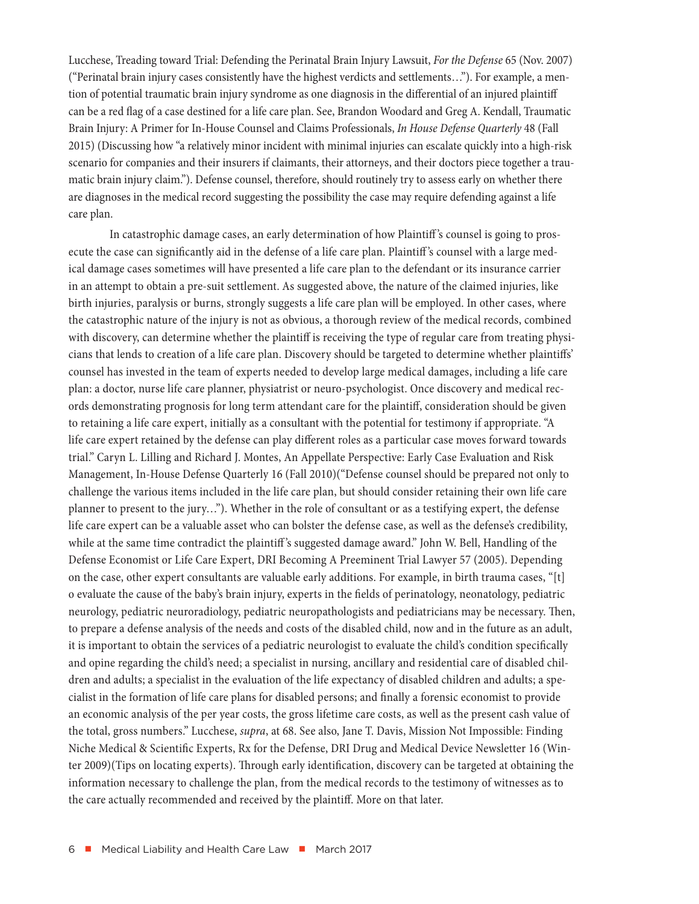Lucchese, Treading toward Trial: Defending the Perinatal Brain Injury Lawsuit, *For the Defense* 65 (Nov. 2007) ("Perinatal brain injury cases consistently have the highest verdicts and settlements…"). For example, a mention of potential traumatic brain injury syndrome as one diagnosis in the differential of an injured plaintiff can be a red flag of a case destined for a life care plan. See, Brandon Woodard and Greg A. Kendall, Traumatic Brain Injury: A Primer for In-House Counsel and Claims Professionals, *In House Defense Quarterly* 48 (Fall 2015) (Discussing how "a relatively minor incident with minimal injuries can escalate quickly into a high-risk scenario for companies and their insurers if claimants, their attorneys, and their doctors piece together a traumatic brain injury claim."). Defense counsel, therefore, should routinely try to assess early on whether there are diagnoses in the medical record suggesting the possibility the case may require defending against a life care plan.

In catastrophic damage cases, an early determination of how Plaintiff's counsel is going to prosecute the case can significantly aid in the defense of a life care plan. Plaintiff's counsel with a large medical damage cases sometimes will have presented a life care plan to the defendant or its insurance carrier in an attempt to obtain a pre-suit settlement. As suggested above, the nature of the claimed injuries, like birth injuries, paralysis or burns, strongly suggests a life care plan will be employed. In other cases, where the catastrophic nature of the injury is not as obvious, a thorough review of the medical records, combined with discovery, can determine whether the plaintiff is receiving the type of regular care from treating physicians that lends to creation of a life care plan. Discovery should be targeted to determine whether plaintiffs' counsel has invested in the team of experts needed to develop large medical damages, including a life care plan: a doctor, nurse life care planner, physiatrist or neuro-psychologist. Once discovery and medical records demonstrating prognosis for long term attendant care for the plaintiff, consideration should be given to retaining a life care expert, initially as a consultant with the potential for testimony if appropriate. "A life care expert retained by the defense can play different roles as a particular case moves forward towards trial." Caryn L. Lilling and Richard J. Montes, An Appellate Perspective: Early Case Evaluation and Risk Management, In-House Defense Quarterly 16 (Fall 2010)("Defense counsel should be prepared not only to challenge the various items included in the life care plan, but should consider retaining their own life care planner to present to the jury…"). Whether in the role of consultant or as a testifying expert, the defense life care expert can be a valuable asset who can bolster the defense case, as well as the defense's credibility, while at the same time contradict the plaintiff's suggested damage award." John W. Bell, Handling of the Defense Economist or Life Care Expert, DRI Becoming A Preeminent Trial Lawyer 57 (2005). Depending on the case, other expert consultants are valuable early additions. For example, in birth trauma cases, "[t]o evaluate the cause of the baby's brain injury, experts in the fields of perinatology, neonatology, pediatric neurology, pediatric neuroradiology, pediatric neuropathologists and pediatricians may be necessary. Then, to prepare a defense analysis of the needs and costs of the disabled child, now and in the future as an adult, it is important to obtain the services of a pediatric neurologist to evaluate the child's condition specifically and opine regarding the child's need; a specialist in nursing, ancillary and residential care of disabled children and adults; a specialist in the evaluation of the life expectancy of disabled children and adults; a specialist in the formation of life care plans for disabled persons; and finally a forensic economist to provide an economic analysis of the per year costs, the gross lifetime care costs, as well as the present cash value of the total, gross numbers." Lucchese, *supra*, at 68. See also, Jane T. Davis, Mission Not Impossible: Finding Niche Medical & Scientific Experts, Rx for the Defense, DRI Drug and Medical Device Newsletter 16 (Winter 2009)(Tips on locating experts). Through early identification, discovery can be targeted at obtaining the information necessary to challenge the plan, from the medical records to the testimony of witnesses as to the care actually recommended and received by the plaintiff. More on that later.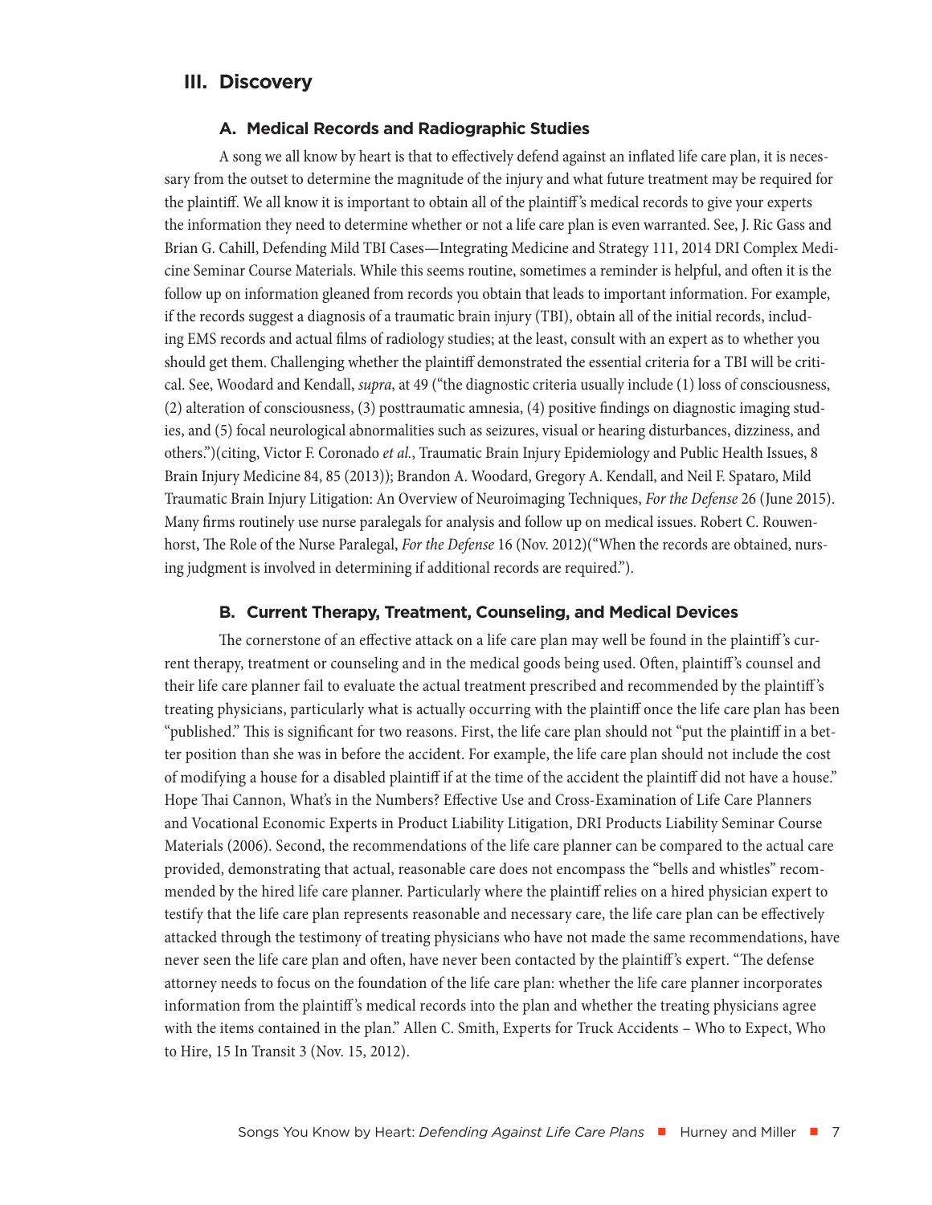## III. Discovery

### A. Medical Records and Radiographic Studies

A song we all know by heart is that to effectively defend against an inflated life care plan, it is necessary from the outset to determine the magnitude of the injury and what future treatment may be required for the plaintiff. We all know it is important to obtain all of the plaintiff's medical records to give your experts the information they need to determine whether or not a life care plan is even warranted. See, J. Ric Gass and Brian G. Cahill, Defending Mild TBI Cases—Integrating Medicine and Strategy 111, 2014 DRI Complex Medicine Seminar Course Materials. While this seems routine, sometimes a reminder is helpful, and often it is the follow up on information gleaned from records you obtain that leads to important information. For example, if the records suggest a diagnosis of a traumatic brain injury (TBI), obtain all of the initial records, including EMS records and actual films of radiology studies; at the least, consult with an expert as to whether you should get them. Challenging whether the plaintiff demonstrated the essential criteria for a TBI will be critical. See, Woodard and Kendall, *supra*, at 49 ("the diagnostic criteria usually include (1) loss of consciousness, (2) alteration of consciousness, (3) posttraumatic amnesia, (4) positive findings on diagnostic imaging studies, and (5) focal neurological abnormalities such as seizures, visual or hearing disturbances, dizziness, and others.")(citing, Victor F. Coronado *et al.*, Traumatic Brain Injury Epidemiology and Public Health Issues, 8 Brain Injury Medicine 84, 85 (2013)); Brandon A. Woodard, Gregory A. Kendall, and Neil F. Spataro, Mild Traumatic Brain Injury Litigation: An Overview of Neuroimaging Techniques, *For the Defense* 26 (June 2015). Many firms routinely use nurse paralegals for analysis and follow up on medical issues. Robert C. Rouwenhorst, The Role of the Nurse Paralegal, *For the Defense* 16 (Nov. 2012)("When the records are obtained, nursing judgment is involved in determining if additional records are required.").

### B. Current Therapy, Treatment, Counseling, and Medical Devices

The cornerstone of an effective attack on a life care plan may well be found in the plaintiff's current therapy, treatment or counseling and in the medical goods being used. Often, plaintiff's counsel and their life care planner fail to evaluate the actual treatment prescribed and recommended by the plaintiff's treating physicians, particularly what is actually occurring with the plaintiff once the life care plan has been "published." This is significant for two reasons. First, the life care plan should not "put the plaintiff in a better position than she was in before the accident. For example, the life care plan should not include the cost of modifying a house for a disabled plaintiff if at the time of the accident the plaintiff did not have a house." Hope Thai Cannon, What's in the Numbers? Effective Use and Cross-Examination of Life Care Planners and Vocational Economic Experts in Product Liability Litigation, DRI Products Liability Seminar Course Materials (2006). Second, the recommendations of the life care planner can be compared to the actual care provided, demonstrating that actual, reasonable care does not encompass the "bells and whistles" recommended by the hired life care planner. Particularly where the plaintiff relies on a hired physician expert to testify that the life care plan represents reasonable and necessary care, the life care plan can be effectively attacked through the testimony of treating physicians who have not made the same recommendations, have never seen the life care plan and often, have never been contacted by the plaintiff's expert. "The defense attorney needs to focus on the foundation of the life care plan: whether the life care planner incorporates information from the plaintiff's medical records into the plan and whether the treating physicians agree with the items contained in the plan." Allen C. Smith, Experts for Truck Accidents – Who to Expect, Who to Hire, 15 In Transit 3 (Nov. 15, 2012).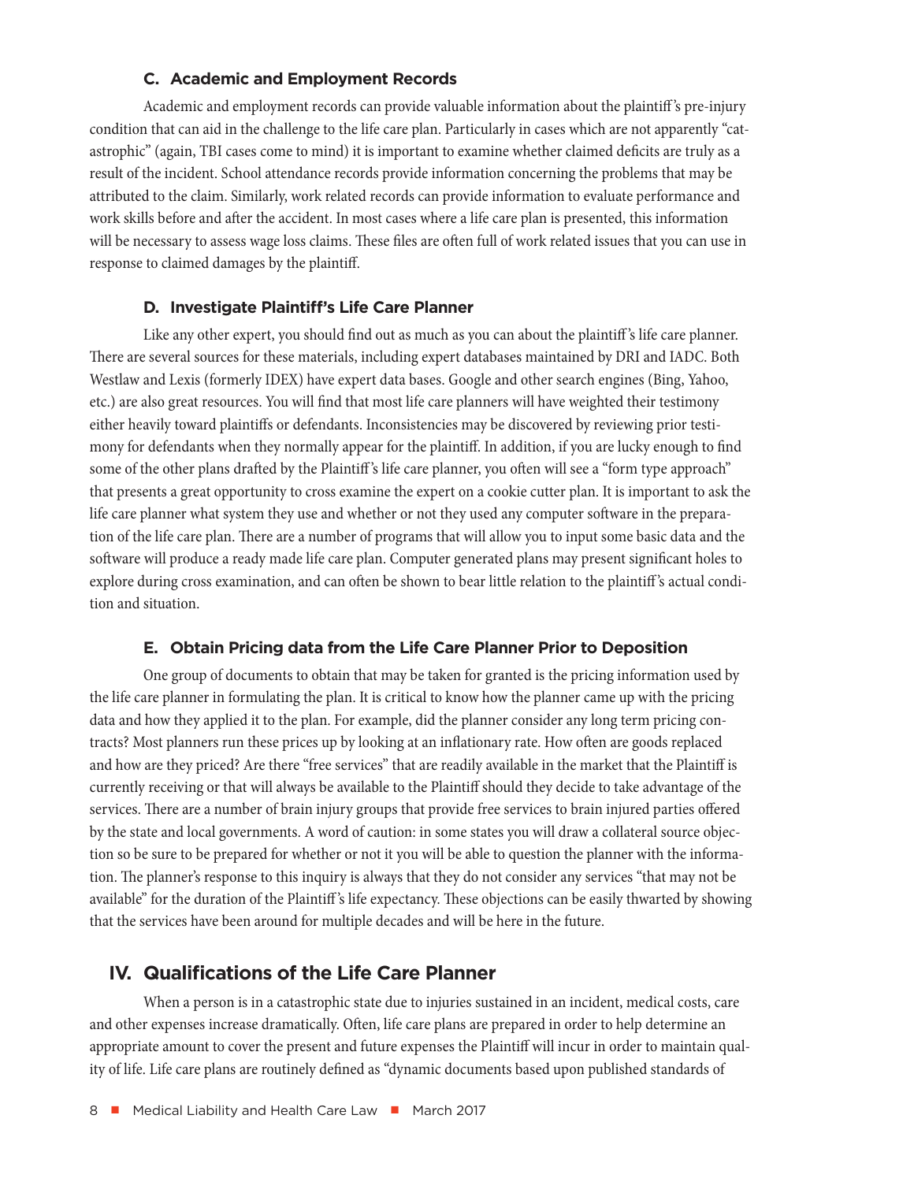### C. Academic and Employment Records

Academic and employment records can provide valuable information about the plaintiff's pre-injury condition that can aid in the challenge to the life care plan. Particularly in cases which are not apparently "catastrophic" (again, TBI cases come to mind) it is important to examine whether claimed deficits are truly as a result of the incident. School attendance records provide information concerning the problems that may be attributed to the claim. Similarly, work related records can provide information to evaluate performance and work skills before and after the accident. In most cases where a life care plan is presented, this information will be necessary to assess wage loss claims. These files are often full of work related issues that you can use in response to claimed damages by the plaintiff.

### D. Investigate Plaintiff's Life Care Planner

Like any other expert, you should find out as much as you can about the plaintiff's life care planner. There are several sources for these materials, including expert databases maintained by DRI and IADC. Both Westlaw and Lexis (formerly IDEX) have expert data bases. Google and other search engines (Bing, Yahoo, etc.) are also great resources. You will find that most life care planners will have weighted their testimony either heavily toward plaintiffs or defendants. Inconsistencies may be discovered by reviewing prior testimony for defendants when they normally appear for the plaintiff. In addition, if you are lucky enough to find some of the other plans drafted by the Plaintiff's life care planner, you often will see a "form type approach" that presents a great opportunity to cross examine the expert on a cookie cutter plan. It is important to ask the life care planner what system they use and whether or not they used any computer software in the preparation of the life care plan. There are a number of programs that will allow you to input some basic data and the software will produce a ready made life care plan. Computer generated plans may present significant holes to explore during cross examination, and can often be shown to bear little relation to the plaintiff's actual condition and situation.

### E. Obtain Pricing data from the Life Care Planner Prior to Deposition

One group of documents to obtain that may be taken for granted is the pricing information used by the life care planner in formulating the plan. It is critical to know how the planner came up with the pricing data and how they applied it to the plan. For example, did the planner consider any long term pricing contracts? Most planners run these prices up by looking at an inflationary rate. How often are goods replaced and how are they priced? Are there "free services" that are readily available in the market that the Plaintiff is currently receiving or that will always be available to the Plaintiff should they decide to take advantage of the services. There are a number of brain injury groups that provide free services to brain injured parties offered by the state and local governments. A word of caution: in some states you will draw a collateral source objection so be sure to be prepared for whether or not it you will be able to question the planner with the information. The planner's response to this inquiry is always that they do not consider any services "that may not be available" for the duration of the Plaintiff's life expectancy. These objections can be easily thwarted by showing that the services have been around for multiple decades and will be here in the future.

## IV. Qualifications of the Life Care Planner

When a person is in a catastrophic state due to injuries sustained in an incident, medical costs, care and other expenses increase dramatically. Often, life care plans are prepared in order to help determine an appropriate amount to cover the present and future expenses the Plaintiff will incur in order to maintain quality of life. Life care plans are routinely defined as "dynamic documents based upon published standards of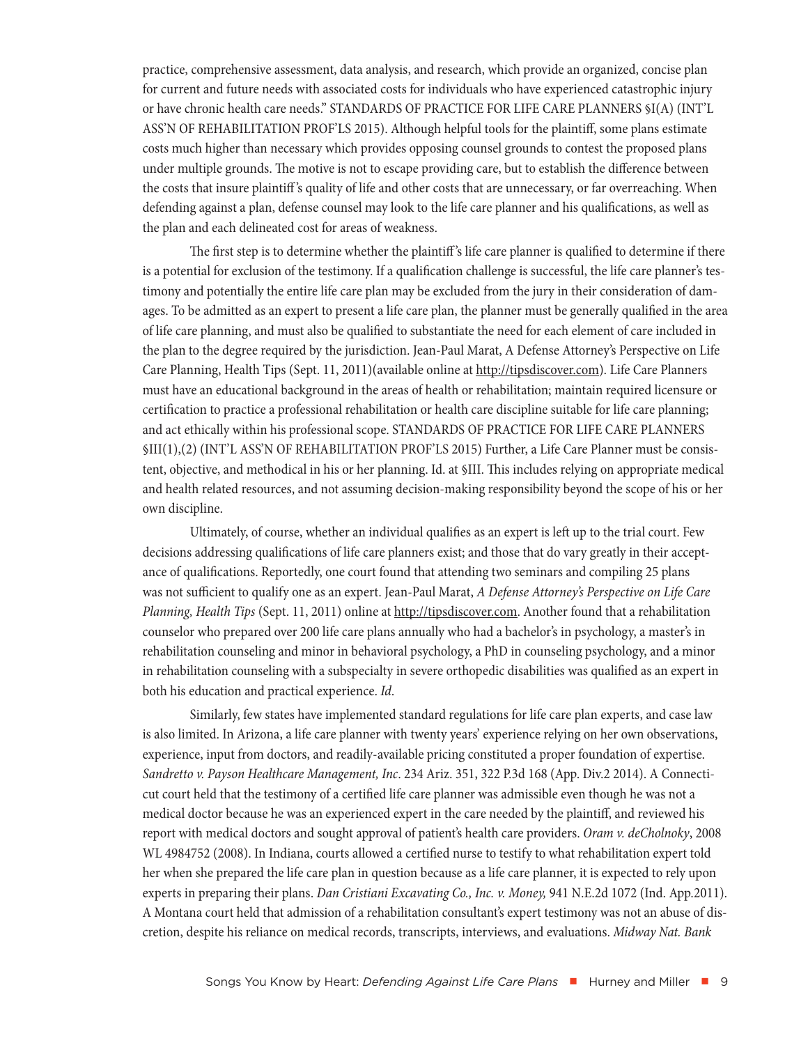practice, comprehensive assessment, data analysis, and research, which provide an organized, concise plan for current and future needs with associated costs for individuals who have experienced catastrophic injury or have chronic health care needs." STANDARDS OF PRACTICE FOR LIFE CARE PLANNERS §I(A) (INT'L ASS'N OF REHABILITATION PROF'LS 2015). Although helpful tools for the plaintiff, some plans estimate costs much higher than necessary which provides opposing counsel grounds to contest the proposed plans under multiple grounds. The motive is not to escape providing care, but to establish the difference between the costs that insure plaintiff's quality of life and other costs that are unnecessary, or far overreaching. When defending against a plan, defense counsel may look to the life care planner and his qualifications, as well as the plan and each delineated cost for areas of weakness.

The first step is to determine whether the plaintiff's life care planner is qualified to determine if there is a potential for exclusion of the testimony. If a qualification challenge is successful, the life care planner's testimony and potentially the entire life care plan may be excluded from the jury in their consideration of damages. To be admitted as an expert to present a life care plan, the planner must be generally qualified in the area of life care planning, and must also be qualified to substantiate the need for each element of care included in the plan to the degree required by the jurisdiction. Jean-Paul Marat, A Defense Attorney's Perspective on Life Care Planning, Health Tips (Sept. 11, 2011)(available online at http://tipsdiscover.com). Life Care Planners must have an educational background in the areas of health or rehabilitation; maintain required licensure or certification to practice a professional rehabilitation or health care discipline suitable for life care planning; and act ethically within his professional scope. STANDARDS OF PRACTICE FOR LIFE CARE PLANNERS §III(1),(2) (INT'L ASS'N OF REHABILITATION PROF'LS 2015) Further, a Life Care Planner must be consistent, objective, and methodical in his or her planning. Id. at §III. This includes relying on appropriate medical and health related resources, and not assuming decision-making responsibility beyond the scope of his or her own discipline.

Ultimately, of course, whether an individual qualifies as an expert is left up to the trial court. Few decisions addressing qualifications of life care planners exist; and those that do vary greatly in their acceptance of qualifications. Reportedly, one court found that attending two seminars and compiling 25 plans was not sufficient to qualify one as an expert. Jean-Paul Marat, *A Defense Attorney's Perspective on Life Care Planning, Health Tips* (Sept. 11, 2011) online at http://tipsdiscover.com. Another found that a rehabilitation counselor who prepared over 200 life care plans annually who had a bachelor's in psychology, a master's in rehabilitation counseling and minor in behavioral psychology, a PhD in counseling psychology, and a minor in rehabilitation counseling with a subspecialty in severe orthopedic disabilities was qualified as an expert in both his education and practical experience. *Id*.

Similarly, few states have implemented standard regulations for life care plan experts, and case law is also limited. In Arizona, a life care planner with twenty years' experience relying on her own observations, experience, input from doctors, and readily-available pricing constituted a proper foundation of expertise. *Sandretto v. Payson Healthcare Management, Inc*. 234 Ariz. 351, 322 P.3d 168 (App. Div.2 2014). A Connecticut court held that the testimony of a certified life care planner was admissible even though he was not a medical doctor because he was an experienced expert in the care needed by the plaintiff, and reviewed his report with medical doctors and sought approval of patient's health care providers. *Oram v. deCholnoky*, 2008 WL 4984752 (2008). In Indiana, courts allowed a certified nurse to testify to what rehabilitation expert told her when she prepared the life care plan in question because as a life care planner, it is expected to rely upon experts in preparing their plans. *Dan Cristiani Excavating Co., Inc. v. Money,* 941 N.E.2d 1072 (Ind. App.2011). A Montana court held that admission of a rehabilitation consultant's expert testimony was not an abuse of discretion, despite his reliance on medical records, transcripts, interviews, and evaluations. *Midway Nat. Bank*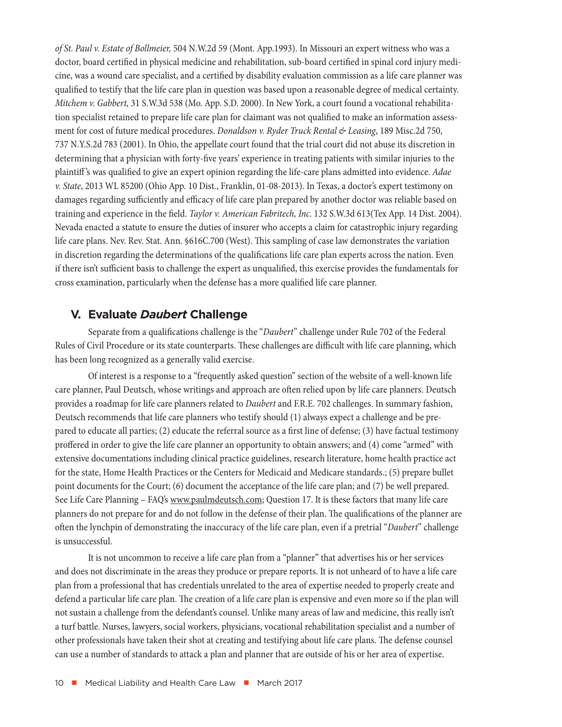*of St. Paul v. Estate of Bollmeier,* 504 N.W.2d 59 (Mont. App.1993). In Missouri an expert witness who was a doctor, board certified in physical medicine and rehabilitation, sub-board certified in spinal cord injury medicine, was a wound care specialist, and a certified by disability evaluation commission as a life care planner was qualified to testify that the life care plan in question was based upon a reasonable degree of medical certainty. *Mitchem v. Gabbert,* 31 S.W.3d 538 (Mo. App. S.D. 2000). In New York, a court found a vocational rehabilitation specialist retained to prepare life care plan for claimant was not qualified to make an information assessment for cost of future medical procedures. *Donaldson v. Ryder Truck Rental & Leasing*, 189 Misc.2d 750, 737 N.Y.S.2d 783 (2001). In Ohio, the appellate court found that the trial court did not abuse its discretion in determining that a physician with forty-five years' experience in treating patients with similar injuries to the plaintiff's was qualified to give an expert opinion regarding the life-care plans admitted into evidence. *Adae v. State*, 2013 WL 85200 (Ohio App. 10 Dist., Franklin, 01-08-2013). In Texas, a doctor's expert testimony on damages regarding sufficiently and efficacy of life care plan prepared by another doctor was reliable based on training and experience in the field. *Taylor v. American Fabritech, Inc*. 132 S.W.3d 613(Tex App. 14 Dist. 2004). Nevada enacted a statute to ensure the duties of insurer who accepts a claim for catastrophic injury regarding life care plans. Nev. Rev. Stat. Ann. §616C.700 (West). This sampling of case law demonstrates the variation in discretion regarding the determinations of the qualifications life care plan experts across the nation. Even if there isn't sufficient basis to challenge the expert as unqualified, this exercise provides the fundamentals for cross examination, particularly when the defense has a more qualified life care planner.

## V. Evaluate *Daubert* Challenge

Separate from a qualifications challenge is the "*Daubert*" challenge under Rule 702 of the Federal Rules of Civil Procedure or its state counterparts. These challenges are difficult with life care planning, which has been long recognized as a generally valid exercise.

Of interest is a response to a "frequently asked question" section of the website of a well-known life care planner, Paul Deutsch, whose writings and approach are often relied upon by life care planners. Deutsch provides a roadmap for life care planners related to *Daubert* and F.R.E. 702 challenges. In summary fashion, Deutsch recommends that life care planners who testify should (1) always expect a challenge and be prepared to educate all parties; (2) educate the referral source as a first line of defense; (3) have factual testimony proffered in order to give the life care planner an opportunity to obtain answers; and (4) come "armed" with extensive documentations including clinical practice guidelines, research literature, home health practice act for the state, Home Health Practices or the Centers for Medicaid and Medicare standards.; (5) prepare bullet point documents for the Court; (6) document the acceptance of the life care plan; and (7) be well prepared. See Life Care Planning – FAQ's www.paulmdeutsch.com; Question 17. It is these factors that many life care planners do not prepare for and do not follow in the defense of their plan. The qualifications of the planner are often the lynchpin of demonstrating the inaccuracy of the life care plan, even if a pretrial "*Daubert*" challenge is unsuccessful.

It is not uncommon to receive a life care plan from a "planner" that advertises his or her services and does not discriminate in the areas they produce or prepare reports. It is not unheard of to have a life care plan from a professional that has credentials unrelated to the area of expertise needed to properly create and defend a particular life care plan. The creation of a life care plan is expensive and even more so if the plan will not sustain a challenge from the defendant's counsel. Unlike many areas of law and medicine, this really isn't a turf battle. Nurses, lawyers, social workers, physicians, vocational rehabilitation specialist and a number of other professionals have taken their shot at creating and testifying about life care plans. The defense counsel can use a number of standards to attack a plan and planner that are outside of his or her area of expertise.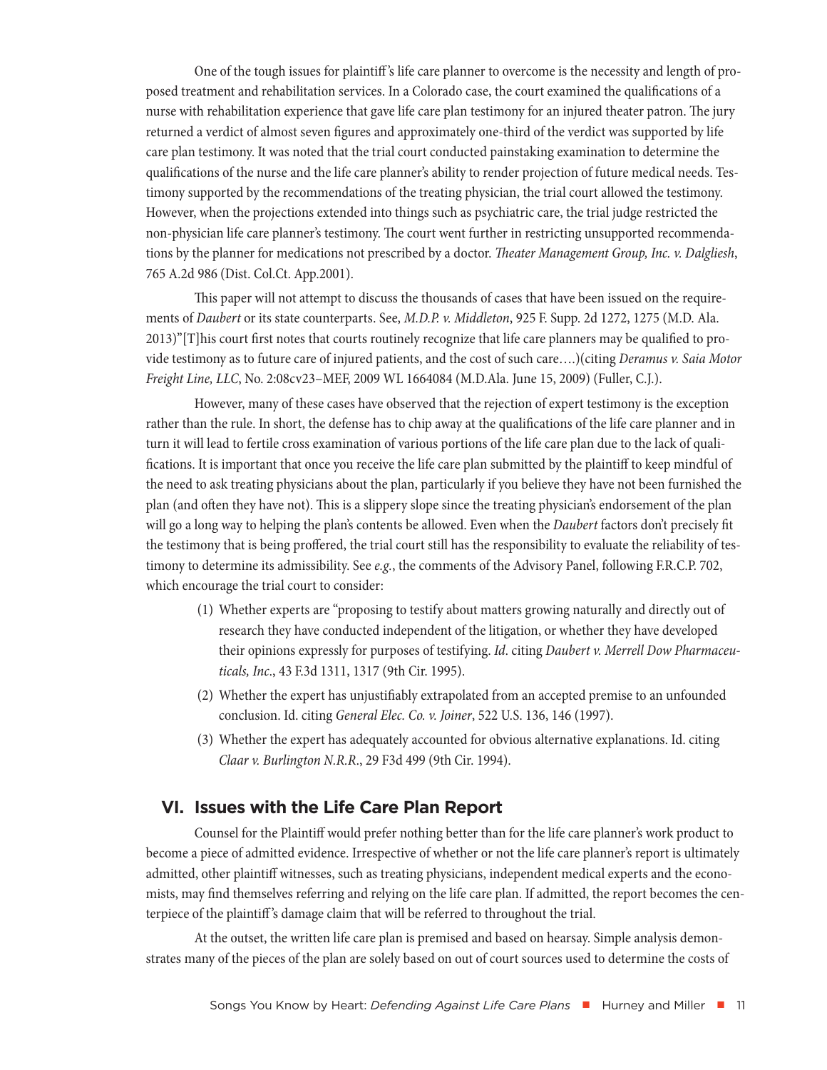One of the tough issues for plaintiff's life care planner to overcome is the necessity and length of proposed treatment and rehabilitation services. In a Colorado case, the court examined the qualifications of a nurse with rehabilitation experience that gave life care plan testimony for an injured theater patron. The jury returned a verdict of almost seven figures and approximately one-third of the verdict was supported by life care plan testimony. It was noted that the trial court conducted painstaking examination to determine the qualifications of the nurse and the life care planner's ability to render projection of future medical needs. Testimony supported by the recommendations of the treating physician, the trial court allowed the testimony. However, when the projections extended into things such as psychiatric care, the trial judge restricted the non-physician life care planner's testimony. The court went further in restricting unsupported recommendations by the planner for medications not prescribed by a doctor. *Theater Management Group, Inc. v. Dalgliesh*, 765 A.2d 986 (Dist. Col.Ct. App.2001).

This paper will not attempt to discuss the thousands of cases that have been issued on the requirements of *Daubert* or its state counterparts. See, *M.D.P. v. Middleton*, 925 F. Supp. 2d 1272, 1275 (M.D. Ala. 2013)"[T]his court first notes that courts routinely recognize that life care planners may be qualified to provide testimony as to future care of injured patients, and the cost of such care….)(citing *Deramus v. Saia Motor Freight Line, LLC*, No. 2:08cv23–MEF, 2009 WL 1664084 (M.D.Ala. June 15, 2009) (Fuller, C.J.).

However, many of these cases have observed that the rejection of expert testimony is the exception rather than the rule. In short, the defense has to chip away at the qualifications of the life care planner and in turn it will lead to fertile cross examination of various portions of the life care plan due to the lack of qualifications. It is important that once you receive the life care plan submitted by the plaintiff to keep mindful of the need to ask treating physicians about the plan, particularly if you believe they have not been furnished the plan (and often they have not). This is a slippery slope since the treating physician's endorsement of the plan will go a long way to helping the plan's contents be allowed. Even when the *Daubert* factors don't precisely fit the testimony that is being proffered, the trial court still has the responsibility to evaluate the reliability of testimony to determine its admissibility. See *e.g.*, the comments of the Advisory Panel, following F.R.C.P. 702, which encourage the trial court to consider:

(1) Whether experts are "proposing to testify about matters growing naturally and directly out of research they have conducted independent of the litigation, or whether they have developed their opinions expressly for purposes of testifying. *Id*. citing *Daubert v. Merrell Dow Pharmaceuticals, Inc*., 43 F.3d 1311, 1317 (9th Cir. 1995).

(2) Whether the expert has unjustifiably extrapolated from an accepted premise to an unfounded conclusion. Id. citing *General Elec. Co. v. Joiner*, 522 U.S. 136, 146 (1997).

(3) Whether the expert has adequately accounted for obvious alternative explanations. Id. citing *Claar v. Burlington N.R.R*., 29 F3d 499 (9th Cir. 1994).

## VI. Issues with the Life Care Plan Report

Counsel for the Plaintiff would prefer nothing better than for the life care planner's work product to become a piece of admitted evidence. Irrespective of whether or not the life care planner's report is ultimately admitted, other plaintiff witnesses, such as treating physicians, independent medical experts and the economists, may find themselves referring and relying on the life care plan. If admitted, the report becomes the centerpiece of the plaintiff's damage claim that will be referred to throughout the trial.

At the outset, the written life care plan is premised and based on hearsay. Simple analysis demonstrates many of the pieces of the plan are solely based on out of court sources used to determine the costs of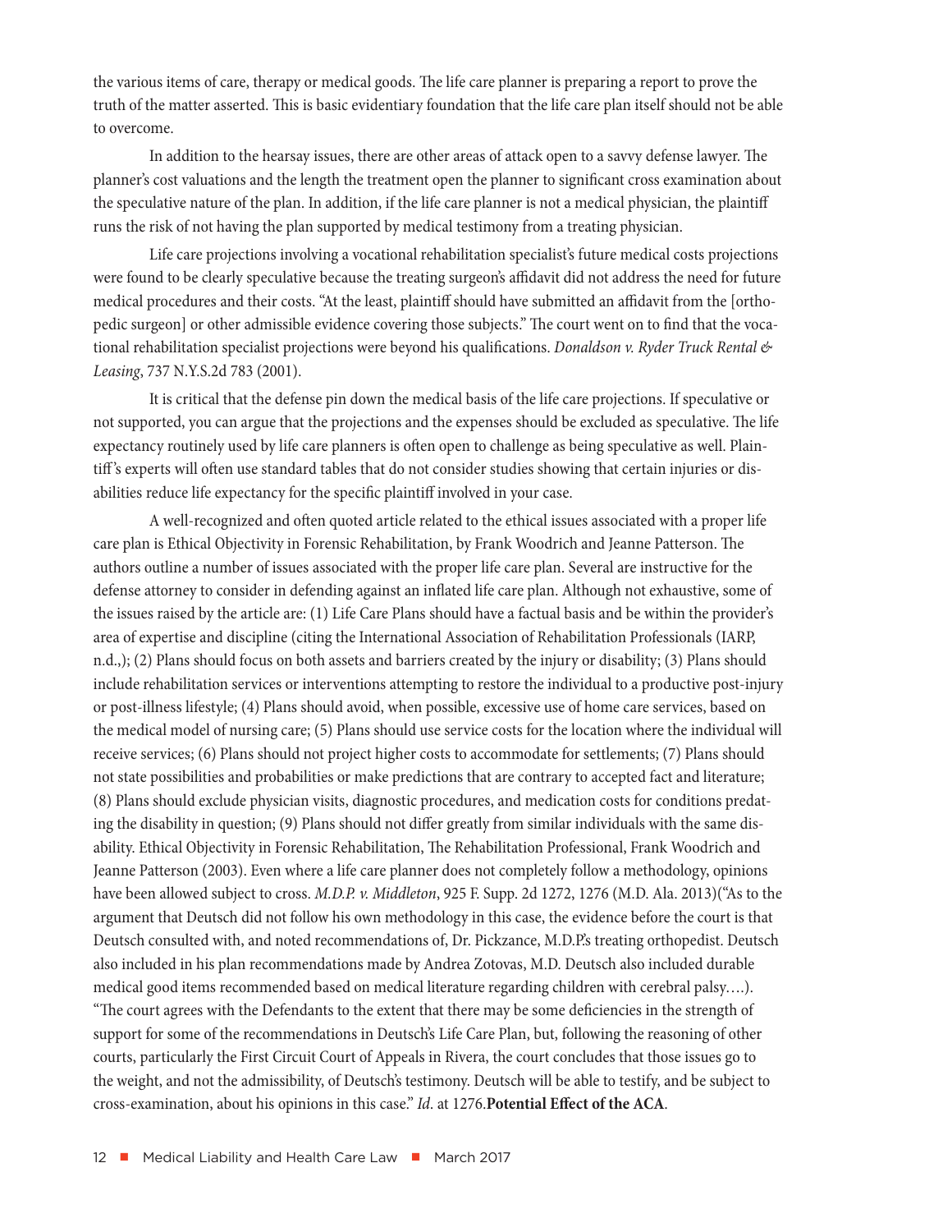the various items of care, therapy or medical goods. The life care planner is preparing a report to prove the truth of the matter asserted. This is basic evidentiary foundation that the life care plan itself should not be able to overcome.

In addition to the hearsay issues, there are other areas of attack open to a savvy defense lawyer. The planner's cost valuations and the length the treatment open the planner to significant cross examination about the speculative nature of the plan. In addition, if the life care planner is not a medical physician, the plaintiff runs the risk of not having the plan supported by medical testimony from a treating physician.

Life care projections involving a vocational rehabilitation specialist's future medical costs projections were found to be clearly speculative because the treating surgeon's affidavit did not address the need for future medical procedures and their costs. "At the least, plaintiff should have submitted an affidavit from the [orthopedic surgeon] or other admissible evidence covering those subjects." The court went on to find that the vocational rehabilitation specialist projections were beyond his qualifications. *Donaldson v. Ryder Truck Rental & Leasing*, 737 N.Y.S.2d 783 (2001).

It is critical that the defense pin down the medical basis of the life care projections. If speculative or not supported, you can argue that the projections and the expenses should be excluded as speculative. The life expectancy routinely used by life care planners is often open to challenge as being speculative as well. Plaintiff's experts will often use standard tables that do not consider studies showing that certain injuries or disabilities reduce life expectancy for the specific plaintiff involved in your case.

A well-recognized and often quoted article related to the ethical issues associated with a proper life care plan is Ethical Objectivity in Forensic Rehabilitation, by Frank Woodrich and Jeanne Patterson. The authors outline a number of issues associated with the proper life care plan. Several are instructive for the defense attorney to consider in defending against an inflated life care plan. Although not exhaustive, some of the issues raised by the article are: (1) Life Care Plans should have a factual basis and be within the provider's area of expertise and discipline (citing the International Association of Rehabilitation Professionals (IARP, n.d.,); (2) Plans should focus on both assets and barriers created by the injury or disability; (3) Plans should include rehabilitation services or interventions attempting to restore the individual to a productive post-injury or post-illness lifestyle; (4) Plans should avoid, when possible, excessive use of home care services, based on the medical model of nursing care; (5) Plans should use service costs for the location where the individual will receive services; (6) Plans should not project higher costs to accommodate for settlements; (7) Plans should not state possibilities and probabilities or make predictions that are contrary to accepted fact and literature; (8) Plans should exclude physician visits, diagnostic procedures, and medication costs for conditions predating the disability in question; (9) Plans should not differ greatly from similar individuals with the same disability. Ethical Objectivity in Forensic Rehabilitation, The Rehabilitation Professional, Frank Woodrich and Jeanne Patterson (2003). Even where a life care planner does not completely follow a methodology, opinions have been allowed subject to cross. *M.D.P. v. Middleton*, 925 F. Supp. 2d 1272, 1276 (M.D. Ala. 2013)("As to the argument that Deutsch did not follow his own methodology in this case, the evidence before the court is that Deutsch consulted with, and noted recommendations of, Dr. Pickzance, M.D.P.'s treating orthopedist. Deutsch also included in his plan recommendations made by Andrea Zotovas, M.D. Deutsch also included durable medical good items recommended based on medical literature regarding children with cerebral palsy….). "The court agrees with the Defendants to the extent that there may be some deficiencies in the strength of support for some of the recommendations in Deutsch's Life Care Plan, but, following the reasoning of other courts, particularly the First Circuit Court of Appeals in Rivera, the court concludes that those issues go to the weight, and not the admissibility, of Deutsch's testimony. Deutsch will be able to testify, and be subject to cross-examination, about his opinions in this case." *Id*. at 1276.**Potential Effect of the ACA**.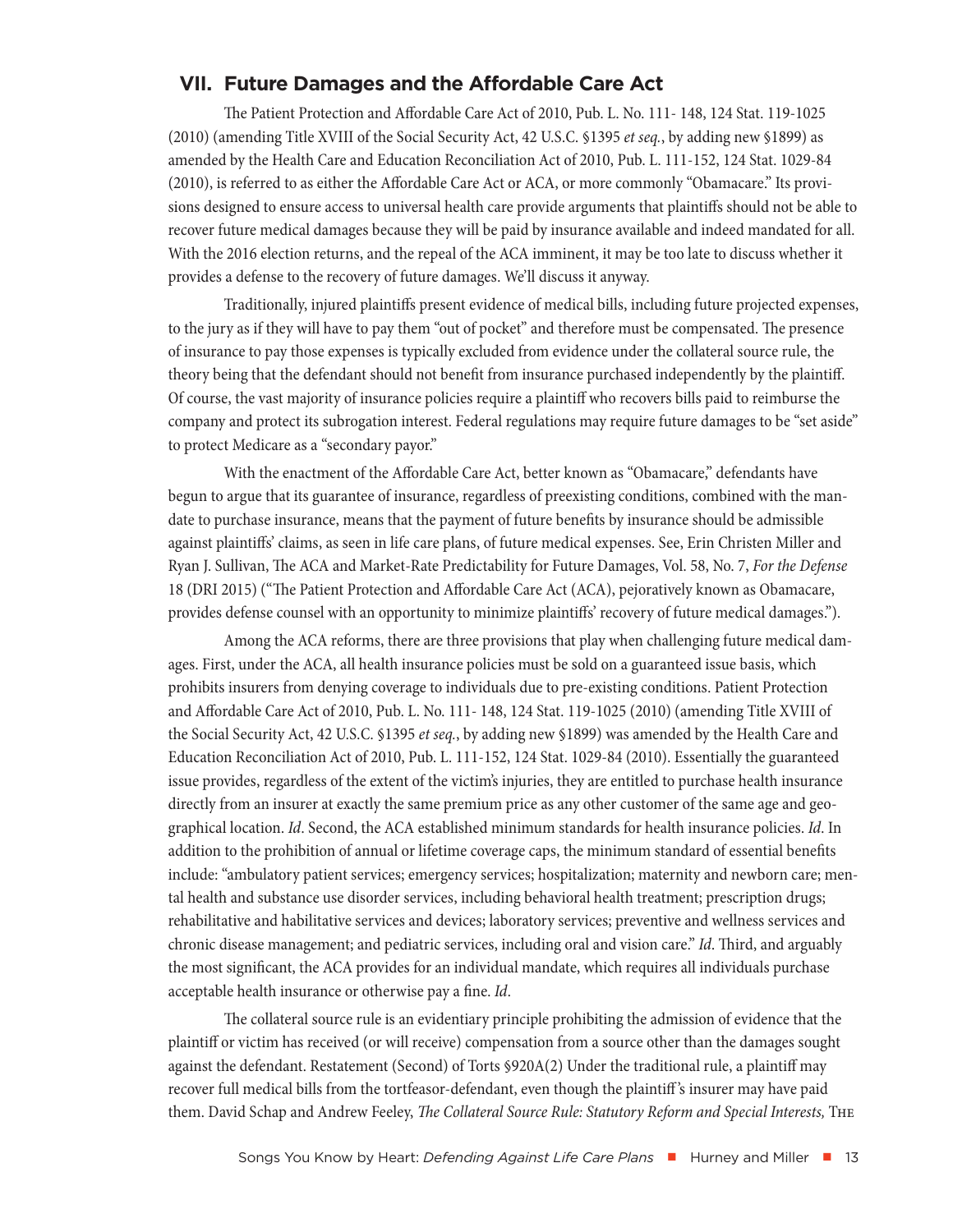## VII. Future Damages and the Affordable Care Act

The Patient Protection and Affordable Care Act of 2010, Pub. L. No. 111- 148, 124 Stat. 119-1025 (2010) (amending Title XVIII of the Social Security Act, 42 U.S.C. §1395 *et seq.*, by adding new §1899) as amended by the Health Care and Education Reconciliation Act of 2010, Pub. L. 111-152, 124 Stat. 1029-84 (2010), is referred to as either the Affordable Care Act or ACA, or more commonly "Obamacare." Its provisions designed to ensure access to universal health care provide arguments that plaintiffs should not be able to recover future medical damages because they will be paid by insurance available and indeed mandated for all. With the 2016 election returns, and the repeal of the ACA imminent, it may be too late to discuss whether it provides a defense to the recovery of future damages. We'll discuss it anyway.

Traditionally, injured plaintiffs present evidence of medical bills, including future projected expenses, to the jury as if they will have to pay them "out of pocket" and therefore must be compensated. The presence of insurance to pay those expenses is typically excluded from evidence under the collateral source rule, the theory being that the defendant should not benefit from insurance purchased independently by the plaintiff. Of course, the vast majority of insurance policies require a plaintiff who recovers bills paid to reimburse the company and protect its subrogation interest. Federal regulations may require future damages to be "set aside" to protect Medicare as a "secondary payor."

With the enactment of the Affordable Care Act, better known as "Obamacare," defendants have begun to argue that its guarantee of insurance, regardless of preexisting conditions, combined with the mandate to purchase insurance, means that the payment of future benefits by insurance should be admissible against plaintiffs' claims, as seen in life care plans, of future medical expenses. See, Erin Christen Miller and Ryan J. Sullivan, The ACA and Market-Rate Predictability for Future Damages, Vol. 58, No. 7, *For the Defense* 18 (DRI 2015) ("The Patient Protection and Affordable Care Act (ACA), pejoratively known as Obamacare, provides defense counsel with an opportunity to minimize plaintiffs' recovery of future medical damages.").

Among the ACA reforms, there are three provisions that play when challenging future medical damages. First, under the ACA, all health insurance policies must be sold on a guaranteed issue basis, which prohibits insurers from denying coverage to individuals due to pre-existing conditions. Patient Protection and Affordable Care Act of 2010, Pub. L. No. 111- 148, 124 Stat. 119-1025 (2010) (amending Title XVIII of the Social Security Act, 42 U.S.C. §1395 *et seq.*, by adding new §1899) was amended by the Health Care and Education Reconciliation Act of 2010, Pub. L. 111-152, 124 Stat. 1029-84 (2010). Essentially the guaranteed issue provides, regardless of the extent of the victim's injuries, they are entitled to purchase health insurance directly from an insurer at exactly the same premium price as any other customer of the same age and geographical location. *Id*. Second, the ACA established minimum standards for health insurance policies. *Id*. In addition to the prohibition of annual or lifetime coverage caps, the minimum standard of essential benefits include: "ambulatory patient services; emergency services; hospitalization; maternity and newborn care; mental health and substance use disorder services, including behavioral health treatment; prescription drugs; rehabilitative and habilitative services and devices; laboratory services; preventive and wellness services and chronic disease management; and pediatric services, including oral and vision care." *Id*. Third, and arguably the most significant, the ACA provides for an individual mandate, which requires all individuals purchase acceptable health insurance or otherwise pay a fine. *Id*.

The collateral source rule is an evidentiary principle prohibiting the admission of evidence that the plaintiff or victim has received (or will receive) compensation from a source other than the damages sought against the defendant. Restatement (Second) of Torts §920A(2) Under the traditional rule, a plaintiff may recover full medical bills from the tortfeasor-defendant, even though the plaintiff's insurer may have paid them. David Schap and Andrew Feeley, *The Collateral Source Rule: Statutory Reform and Special Interests,* The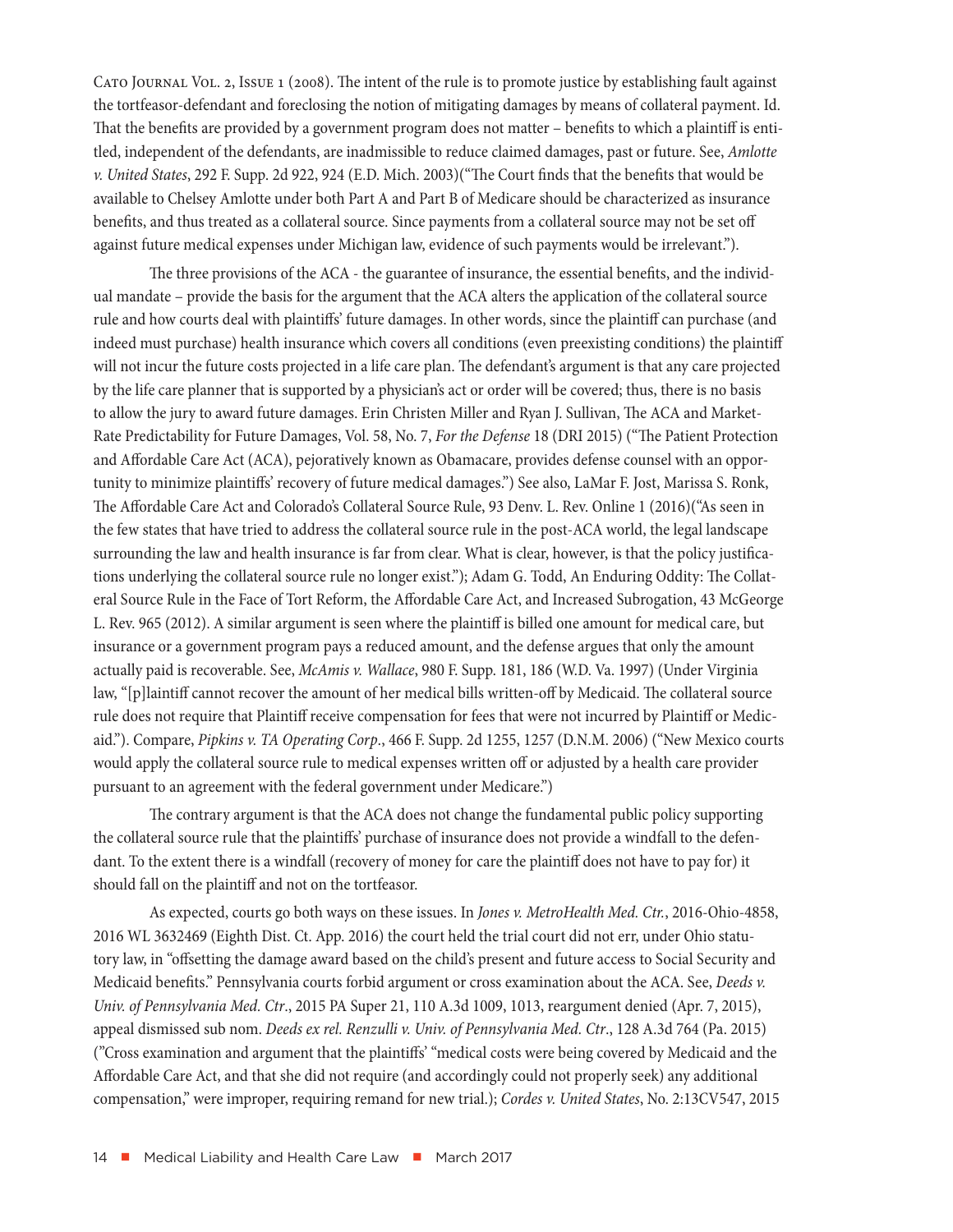Cato Journal Vol. 2, Issue 1 (2008). The intent of the rule is to promote justice by establishing fault against the tortfeasor-defendant and foreclosing the notion of mitigating damages by means of collateral payment. Id. That the benefits are provided by a government program does not matter – benefits to which a plaintiff is entitled, independent of the defendants, are inadmissible to reduce claimed damages, past or future. See, *Amlotte v. United States*, 292 F. Supp. 2d 922, 924 (E.D. Mich. 2003)("The Court finds that the benefits that would be available to Chelsey Amlotte under both Part A and Part B of Medicare should be characterized as insurance benefits, and thus treated as a collateral source. Since payments from a collateral source may not be set off against future medical expenses under Michigan law, evidence of such payments would be irrelevant.").

The three provisions of the ACA - the guarantee of insurance, the essential benefits, and the individual mandate – provide the basis for the argument that the ACA alters the application of the collateral source rule and how courts deal with plaintiffs' future damages. In other words, since the plaintiff can purchase (and indeed must purchase) health insurance which covers all conditions (even preexisting conditions) the plaintiff will not incur the future costs projected in a life care plan. The defendant's argument is that any care projected by the life care planner that is supported by a physician's act or order will be covered; thus, there is no basis to allow the jury to award future damages. Erin Christen Miller and Ryan J. Sullivan, The ACA and Market-Rate Predictability for Future Damages, Vol. 58, No. 7, *For the Defense* 18 (DRI 2015) ("The Patient Protection and Affordable Care Act (ACA), pejoratively known as Obamacare, provides defense counsel with an opportunity to minimize plaintiffs' recovery of future medical damages.") See also, LaMar F. Jost, Marissa S. Ronk, The Affordable Care Act and Colorado's Collateral Source Rule, 93 Denv. L. Rev. Online 1 (2016)("As seen in the few states that have tried to address the collateral source rule in the post-ACA world, the legal landscape surrounding the law and health insurance is far from clear. What is clear, however, is that the policy justifications underlying the collateral source rule no longer exist."); Adam G. Todd, An Enduring Oddity: The Collateral Source Rule in the Face of Tort Reform, the Affordable Care Act, and Increased Subrogation, 43 McGeorge L. Rev. 965 (2012). A similar argument is seen where the plaintiff is billed one amount for medical care, but insurance or a government program pays a reduced amount, and the defense argues that only the amount actually paid is recoverable. See, *McAmis v. Wallace*, 980 F. Supp. 181, 186 (W.D. Va. 1997) (Under Virginia law, "[p]laintiff cannot recover the amount of her medical bills written-off by Medicaid. The collateral source rule does not require that Plaintiff receive compensation for fees that were not incurred by Plaintiff or Medicaid."). Compare, *Pipkins v. TA Operating Corp*., 466 F. Supp. 2d 1255, 1257 (D.N.M. 2006) ("New Mexico courts would apply the collateral source rule to medical expenses written off or adjusted by a health care provider pursuant to an agreement with the federal government under Medicare.")

The contrary argument is that the ACA does not change the fundamental public policy supporting the collateral source rule that the plaintiffs' purchase of insurance does not provide a windfall to the defendant. To the extent there is a windfall (recovery of money for care the plaintiff does not have to pay for) it should fall on the plaintiff and not on the tortfeasor.

As expected, courts go both ways on these issues. In *Jones v. MetroHealth Med. Ctr.*, 2016-Ohio-4858, 2016 WL 3632469 (Eighth Dist. Ct. App. 2016) the court held the trial court did not err, under Ohio statutory law, in "offsetting the damage award based on the child's present and future access to Social Security and Medicaid benefits." Pennsylvania courts forbid argument or cross examination about the ACA. See, *Deeds v. Univ. of Pennsylvania Med. Ctr*., 2015 PA Super 21, 110 A.3d 1009, 1013, reargument denied (Apr. 7, 2015), appeal dismissed sub nom. *Deeds ex rel. Renzulli v. Univ. of Pennsylvania Med. Ctr*., 128 A.3d 764 (Pa. 2015) ("Cross examination and argument that the plaintiffs' "medical costs were being covered by Medicaid and the Affordable Care Act, and that she did not require (and accordingly could not properly seek) any additional compensation," were improper, requiring remand for new trial.); *Cordes v. United States*, No. 2:13CV547, 2015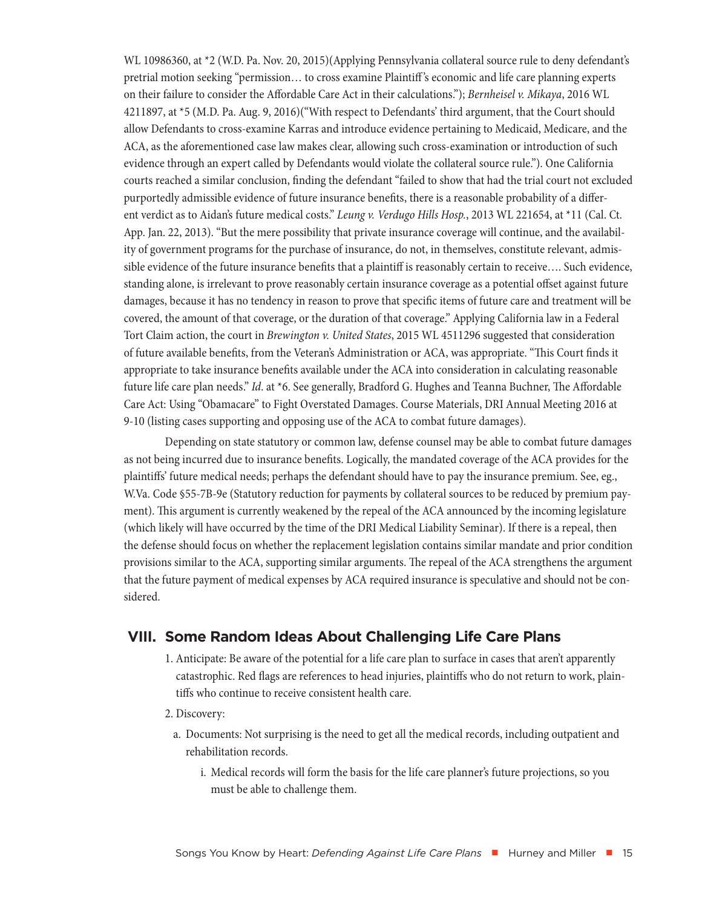WL 10986360, at *2 (W.D. Pa. Nov. 20, 2015)(Applying Pennsylvania collateral source rule to deny defendant's pretrial motion seeking "permission… to cross examine Plaintiff's economic and life care planning experts on their failure to consider the Affordable Care Act in their calculations."); *Bernheisel v. Mikaya*, 2016 WL 4211897, at *5 (M.D. Pa. Aug. 9, 2016)("With respect to Defendants' third argument, that the Court should allow Defendants to cross-examine Karras and introduce evidence pertaining to Medicaid, Medicare, and the ACA, as the aforementioned case law makes clear, allowing such cross-examination or introduction of such evidence through an expert called by Defendants would violate the collateral source rule."). One California courts reached a similar conclusion, finding the defendant "failed to show that had the trial court not excluded purportedly admissible evidence of future insurance benefits, there is a reasonable probability of a different verdict as to Aidan's future medical costs." *Leung v. Verdugo Hills Hosp.*, 2013 WL 221654, at *11 (Cal. Ct. App. Jan. 22, 2013). "But the mere possibility that private insurance coverage will continue, and the availability of government programs for the purchase of insurance, do not, in themselves, constitute relevant, admissible evidence of the future insurance benefits that a plaintiff is reasonably certain to receive…. Such evidence, standing alone, is irrelevant to prove reasonably certain insurance coverage as a potential offset against future damages, because it has no tendency in reason to prove that specific items of future care and treatment will be covered, the amount of that coverage, or the duration of that coverage." Applying California law in a Federal Tort Claim action, the court in *Brewington v. United States*, 2015 WL 4511296 suggested that consideration of future available benefits, from the Veteran's Administration or ACA, was appropriate. "This Court finds it appropriate to take insurance benefits available under the ACA into consideration in calculating reasonable future life care plan needs." *Id*. at *6. See generally, Bradford G. Hughes and Teanna Buchner, The Affordable Care Act: Using "Obamacare" to Fight Overstated Damages. Course Materials, DRI Annual Meeting 2016 at 9-10 (listing cases supporting and opposing use of the ACA to combat future damages).

Depending on state statutory or common law, defense counsel may be able to combat future damages as not being incurred due to insurance benefits. Logically, the mandated coverage of the ACA provides for the plaintiffs' future medical needs; perhaps the defendant should have to pay the insurance premium. See, eg., W.Va. Code §55-7B-9e (Statutory reduction for payments by collateral sources to be reduced by premium payment). This argument is currently weakened by the repeal of the ACA announced by the incoming legislature (which likely will have occurred by the time of the DRI Medical Liability Seminar). If there is a repeal, then the defense should focus on whether the replacement legislation contains similar mandate and prior condition provisions similar to the ACA, supporting similar arguments. The repeal of the ACA strengthens the argument that the future payment of medical expenses by ACA required insurance is speculative and should not be considered.

## VIII. Some Random Ideas About Challenging Life Care Plans

1. Anticipate: Be aware of the potential for a life care plan to surface in cases that aren't apparently catastrophic. Red flags are references to head injuries, plaintiffs who do not return to work, plaintiffs who continue to receive consistent health care.
2. Discovery:
   a. Documents: Not surprising is the need to get all the medical records, including outpatient and rehabilitation records.
      i. Medical records will form the basis for the life care planner's future projections, so you must be able to challenge them.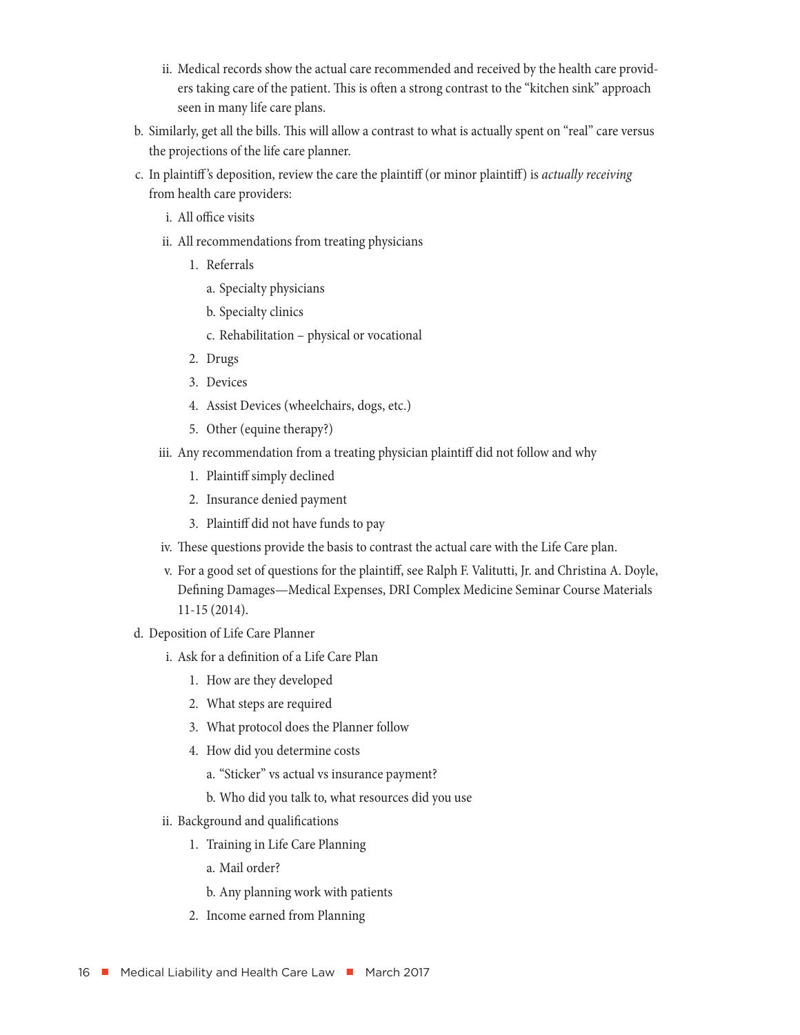- ii. Medical records show the actual care recommended and received by the health care providers taking care of the patient. This is often a strong contrast to the "kitchen sink" approach seen in many life care plans.
- b. Similarly, get all the bills. This will allow a contrast to what is actually spent on "real" care versus the projections of the life care planner.
- c. In plaintiff's deposition, review the care the plaintiff (or minor plaintiff) is *actually receiving* from health care providers:
   - i. All office visits
   - ii. All recommendations from treating physicians
      1. Referrals
         - a. Specialty physicians
         - b. Specialty clinics
         - c. Rehabilitation – physical or vocational
      2. Drugs
      3. Devices
      4. Assist Devices (wheelchairs, dogs, etc.)
      5. Other (equine therapy?)
   - iii. Any recommendation from a treating physician plaintiff did not follow and why
      1. Plaintiff simply declined
      2. Insurance denied payment
      3. Plaintiff did not have funds to pay
   - iv. These questions provide the basis to contrast the actual care with the Life Care plan.
   - v. For a good set of questions for the plaintiff, see Ralph F. Valitutti, Jr. and Christina A. Doyle, Defining Damages—Medical Expenses, DRI Complex Medicine Seminar Course Materials 11-15 (2014).
- d. Deposition of Life Care Planner
   - i. Ask for a definition of a Life Care Plan
      1. How are they developed
      2. What steps are required
      3. What protocol does the Planner follow
      4. How did you determine costs
         - a. "Sticker" vs actual vs insurance payment?
         - b. Who did you talk to, what resources did you use
   - ii. Background and qualifications
      1. Training in Life Care Planning
         - a. Mail order?
         - b. Any planning work with patients
      2. Income earned from Planning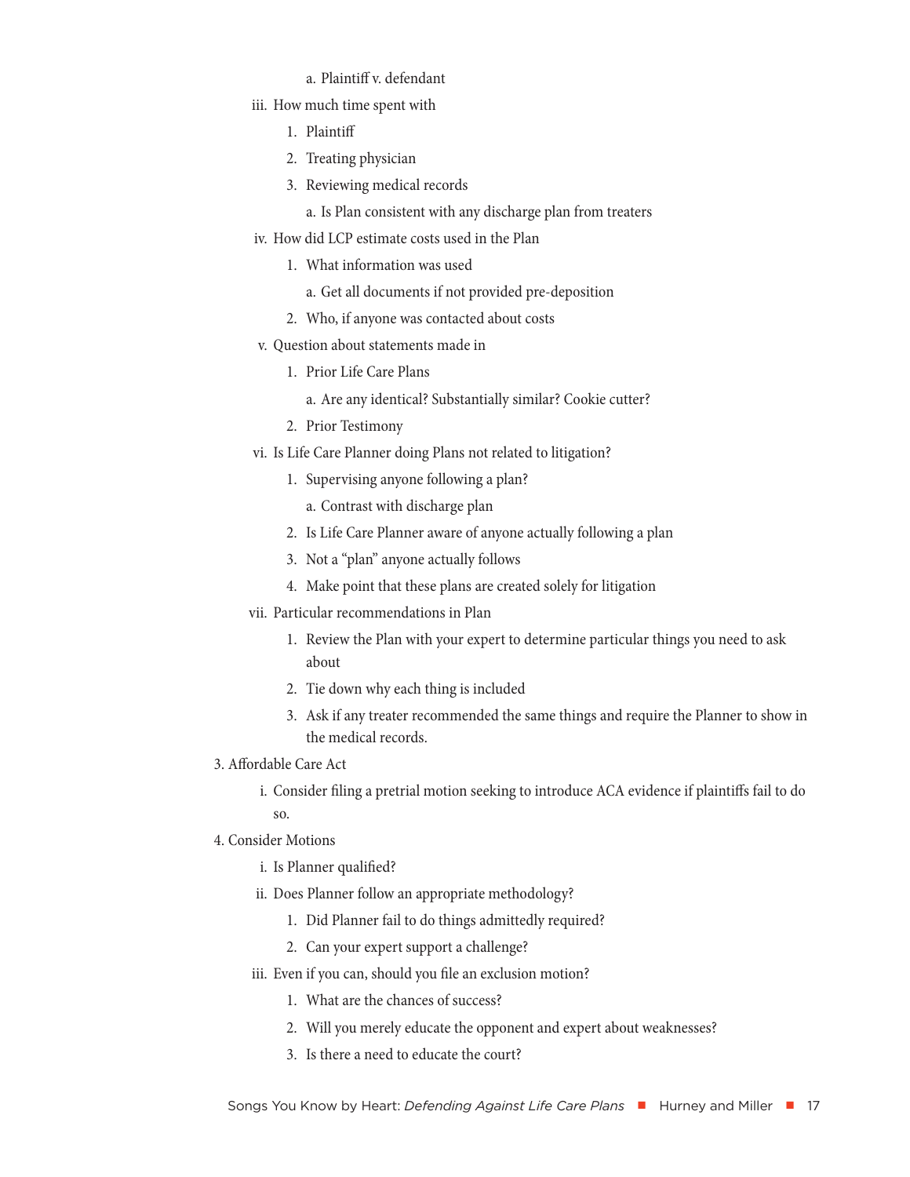a. Plaintiff v. defendant

   iii. How much time spent with

      1. Plaintiff
      2. Treating physician
      3. Reviewing medical records

         a. Is Plan consistent with any discharge plan from treaters

   iv. How did LCP estimate costs used in the Plan

      1. What information was used

         a. Get all documents if not provided pre-deposition

      2. Who, if anyone was contacted about costs

   v. Question about statements made in

      1. Prior Life Care Plans

         a. Are any identical? Substantially similar? Cookie cutter?

      2. Prior Testimony

   vi. Is Life Care Planner doing Plans not related to litigation?

      1. Supervising anyone following a plan?

         a. Contrast with discharge plan

      2. Is Life Care Planner aware of anyone actually following a plan
      3. Not a "plan" anyone actually follows
      4. Make point that these plans are created solely for litigation

   vii. Particular recommendations in Plan

      1. Review the Plan with your expert to determine particular things you need to ask about
      2. Tie down why each thing is included
      3. Ask if any treater recommended the same things and require the Planner to show in the medical records.

3. Affordable Care Act

   i. Consider filing a pretrial motion seeking to introduce ACA evidence if plaintiffs fail to do so.

4. Consider Motions

   i. Is Planner qualified?

   ii. Does Planner follow an appropriate methodology?

      1. Did Planner fail to do things admittedly required?
      2. Can your expert support a challenge?

   iii. Even if you can, should you file an exclusion motion?

      1. What are the chances of success?
      2. Will you merely educate the opponent and expert about weaknesses?
      3. Is there a need to educate the court?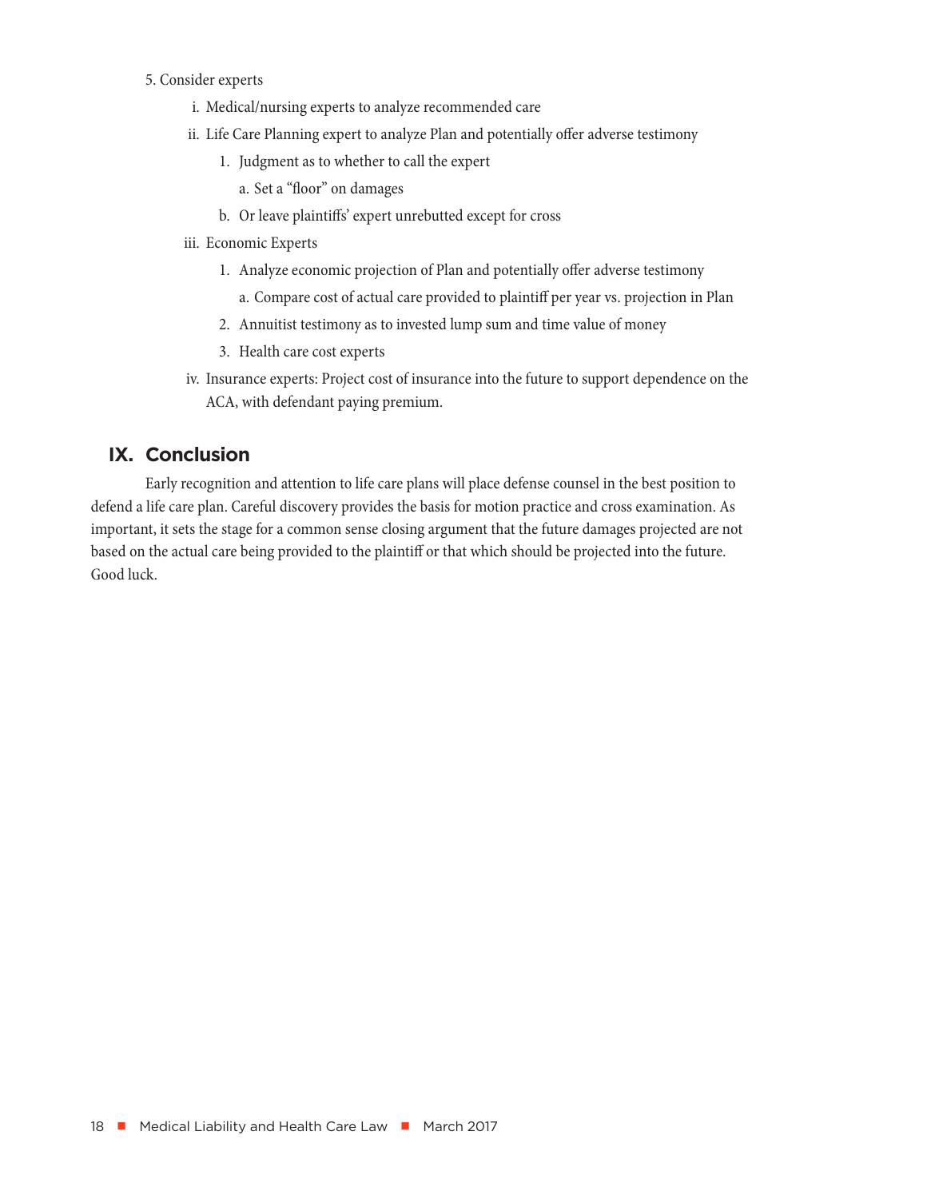5. Consider experts
   - i. Medical/nursing experts to analyze recommended care
   - ii. Life Care Planning expert to analyze Plan and potentially offer adverse testimony
     1. Judgment as to whether to call the expert
        - a. Set a "floor" on damages
     - b. Or leave plaintiffs' expert unrebutted except for cross
   - iii. Economic Experts
     1. Analyze economic projection of Plan and potentially offer adverse testimony
        - a. Compare cost of actual care provided to plaintiff per year vs. projection in Plan
     2. Annuitist testimony as to invested lump sum and time value of money
     3. Health care cost experts
   - iv. Insurance experts: Project cost of insurance into the future to support dependence on the ACA, with defendant paying premium.

## IX. Conclusion

Early recognition and attention to life care plans will place defense counsel in the best position to defend a life care plan. Careful discovery provides the basis for motion practice and cross examination. As important, it sets the stage for a common sense closing argument that the future damages projected are not based on the actual care being provided to the plaintiff or that which should be projected into the future. Good luck.